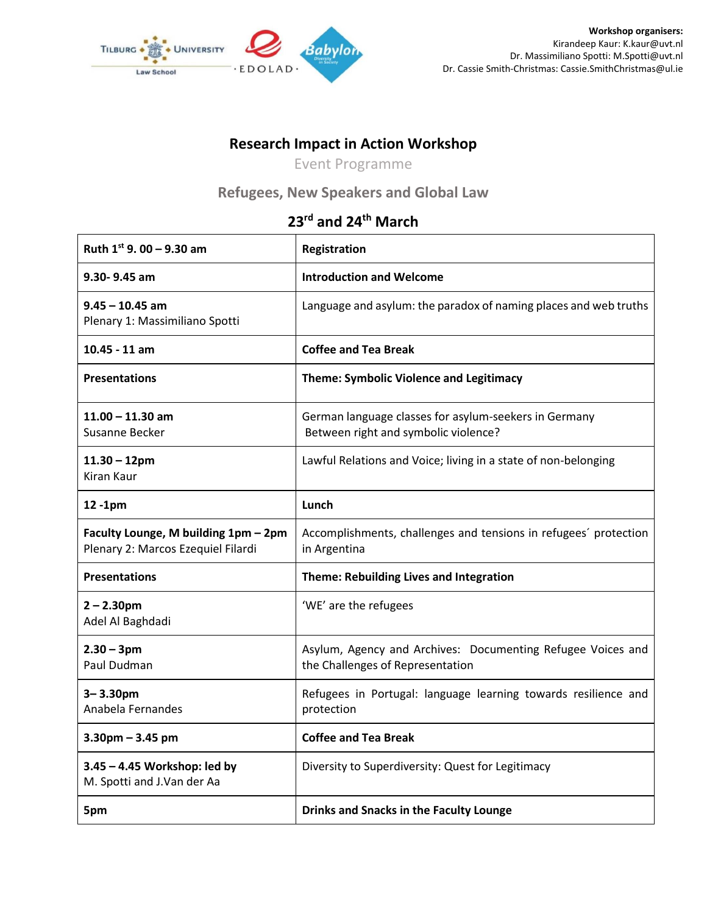**Workshop organisers:**
Kirandeep Kaur: K.kaur@uvt.nl
Dr. Massimiliano Spotti: M.Spotti@uvt.nl
Dr. Cassie Smith-Christmas: Cassie.SmithChristmas@ul.ie

# Research Impact in Action Workshop

Event Programme

## Refugees, New Speakers and Global Law

## 23rd and 24th March

| | |
|---|---|
| **Ruth 1st 9. 00 – 9.30 am** | **Registration** |
| **9.30- 9.45 am** | **Introduction and Welcome** |
| **9.45 – 10.45 am**<br>Plenary 1: Massimiliano Spotti | Language and asylum: the paradox of naming places and web truths |
| **10.45 - 11 am** | **Coffee and Tea Break** |
| **Presentations** | **Theme: Symbolic Violence and Legitimacy** |
| **11.00 – 11.30 am**<br>Susanne Becker | German language classes for asylum-seekers in Germany Between right and symbolic violence? |
| **11.30 – 12pm**<br>Kiran Kaur | Lawful Relations and Voice; living in a state of non-belonging |
| **12 -1pm** | **Lunch** |
| **Faculty Lounge, M building 1pm – 2pm**<br>Plenary 2: Marcos Ezequiel Filardi | Accomplishments, challenges and tensions in refugees´ protection in Argentina |
| **Presentations** | **Theme: Rebuilding Lives and Integration** |
| **2 – 2.30pm**<br>Adel Al Baghdadi | 'WE' are the refugees |
| **2.30 – 3pm**<br>Paul Dudman | Asylum, Agency and Archives: Documenting Refugee Voices and the Challenges of Representation |
| **3– 3.30pm**<br>Anabela Fernandes | Refugees in Portugal: language learning towards resilience and protection |
| **3.30pm – 3.45 pm** | **Coffee and Tea Break** |
| **3.45 – 4.45 Workshop: led by**<br>M. Spotti and J.Van der Aa | Diversity to Superdiversity: Quest for Legitimacy |
| **5pm** | **Drinks and Snacks in the Faculty Lounge** |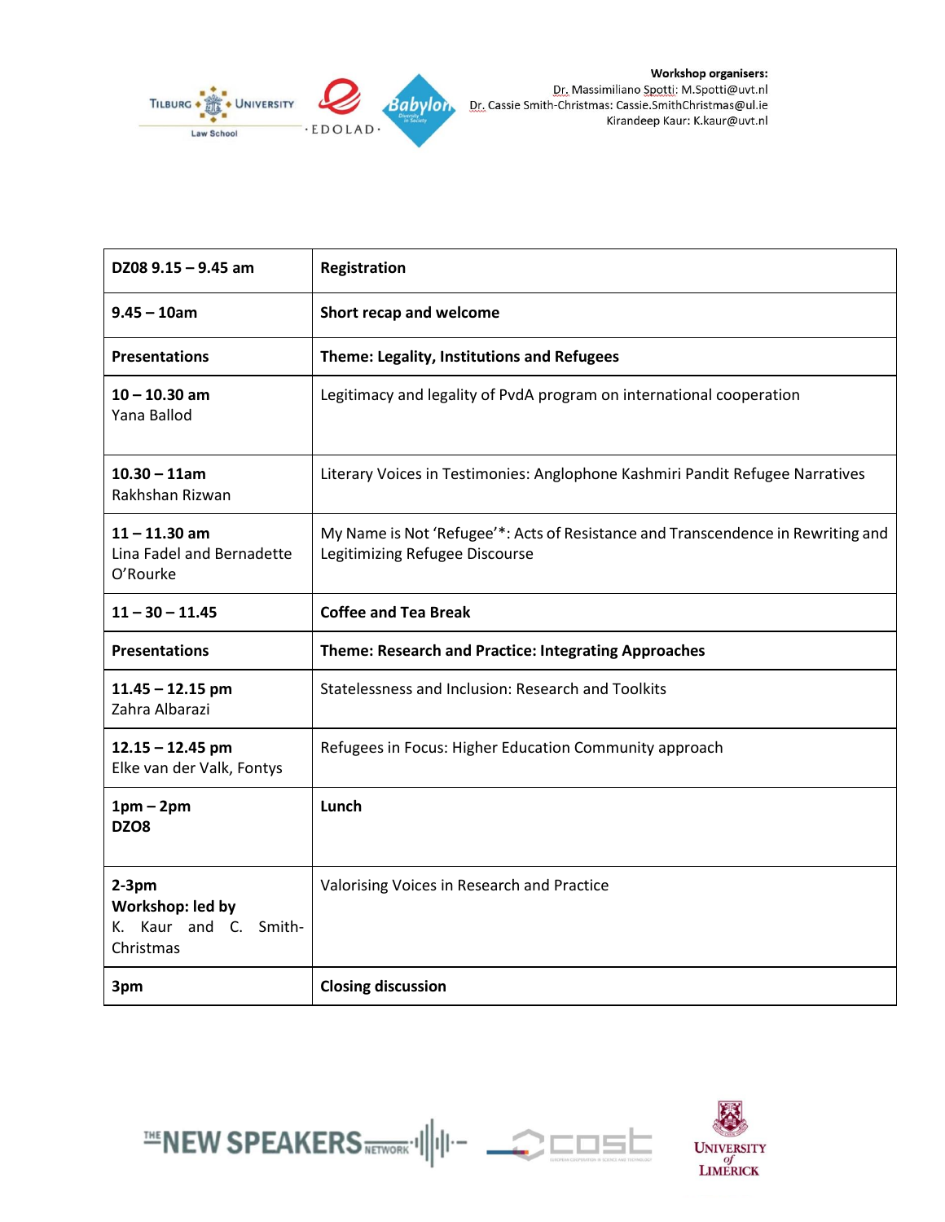**Workshop organisers:**
Dr. Massimiliano Spotti: M.Spotti@uvt.nl
Dr. Cassie Smith-Christmas: Cassie.SmithChristmas@ul.ie
Kirandeep Kaur: K.kaur@uvt.nl

| **DZ08 9.15 – 9.45 am** | **Registration** |
|---|---|
| **9.45 – 10am** | **Short recap and welcome** |
| **Presentations** | **Theme: Legality, Institutions and Refugees** |
| **10 – 10.30 am** Yana Ballod | Legitimacy and legality of PvdA program on international cooperation |
| **10.30 – 11am** Rakhshan Rizwan | Literary Voices in Testimonies: Anglophone Kashmiri Pandit Refugee Narratives |
| **11 – 11.30 am** Lina Fadel and Bernadette O'Rourke | My Name is Not 'Refugee'*: Acts of Resistance and Transcendence in Rewriting and Legitimizing Refugee Discourse |
| **11 – 30 – 11.45** | **Coffee and Tea Break** |
| **Presentations** | **Theme: Research and Practice: Integrating Approaches** |
| **11.45 – 12.15 pm** Zahra Albarazi | Statelessness and Inclusion: Research and Toolkits |
| **12.15 – 12.45 pm** Elke van der Valk, Fontys | Refugees in Focus: Higher Education Community approach |
| **1pm – 2pm DZO8** | **Lunch** |
| **2-3pm Workshop: led by** K. Kaur and C. Smith-Christmas | Valorising Voices in Research and Practice |
| **3pm** | **Closing discussion** |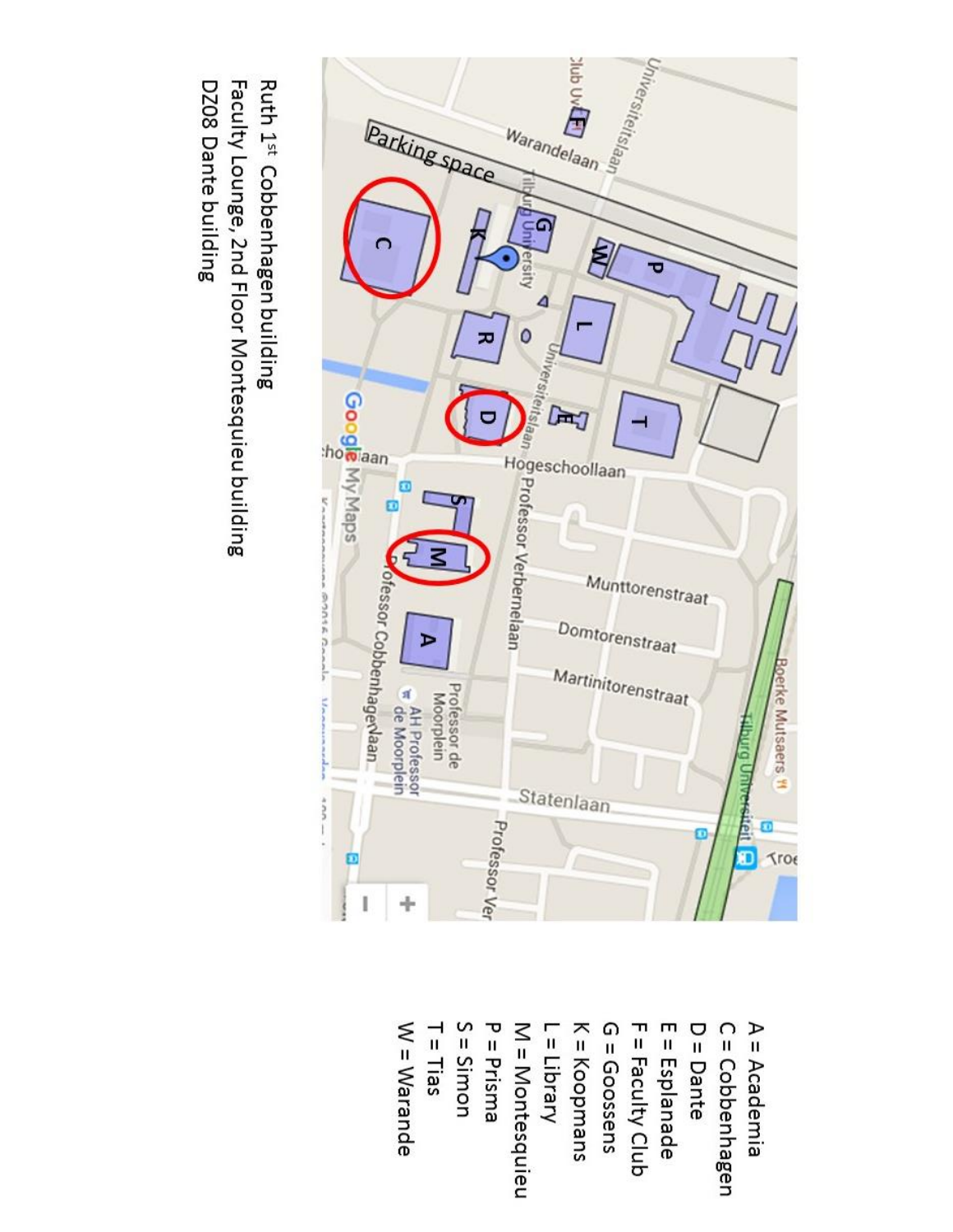Ruth 1st Cobbenhagen building

Faculty Lounge, 2nd Floor Montesquieu building

DZ08 Dante building

A = Academia

C = Cobbenhagen

D = Dante

E = Esplanade

F = Faculty Club

G = Goossens

K = Koopmans

L = Library

M = Montesquieu

P = Prisma

S = Simon

T = Tias

W = Warande